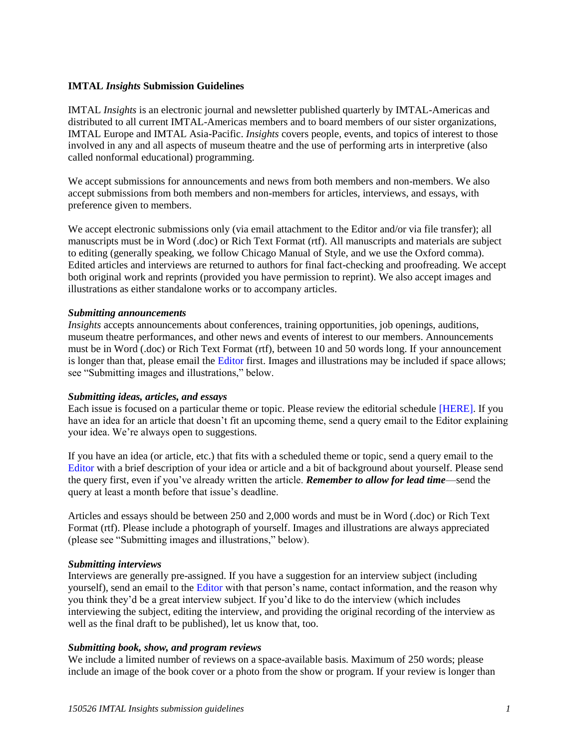# IMTAL *Insights* Submission Guidelines

IMTAL *Insights* is an electronic journal and newsletter published quarterly by IMTAL-Americas and distributed to all current IMTAL-Americas members and to board members of our sister organizations, IMTAL Europe and IMTAL Asia-Pacific. *Insights* covers people, events, and topics of interest to those involved in any and all aspects of museum theatre and the use of performing arts in interpretive (also called nonformal educational) programming.

We accept submissions for announcements and news from both members and non-members. We also accept submissions from both members and non-members for articles, interviews, and essays, with preference given to members.

We accept electronic submissions only (via email attachment to the Editor and/or via file transfer); all manuscripts must be in Word (.doc) or Rich Text Format (rtf). All manuscripts and materials are subject to editing (generally speaking, we follow Chicago Manual of Style, and we use the Oxford comma). Edited articles and interviews are returned to authors for final fact-checking and proofreading. We accept both original work and reprints (provided you have permission to reprint). We also accept images and illustrations as either standalone works or to accompany articles.

### ***Submitting announcements***

*Insights* accepts announcements about conferences, training opportunities, job openings, auditions, museum theatre performances, and other news and events of interest to our members. Announcements must be in Word (.doc) or Rich Text Format (rtf), between 10 and 50 words long. If your announcement is longer than that, please email the Editor first. Images and illustrations may be included if space allows; see "Submitting images and illustrations," below.

### ***Submitting ideas, articles, and essays***

Each issue is focused on a particular theme or topic. Please review the editorial schedule [HERE]. If you have an idea for an article that doesn't fit an upcoming theme, send a query email to the Editor explaining your idea. We're always open to suggestions.

If you have an idea (or article, etc.) that fits with a scheduled theme or topic, send a query email to the Editor with a brief description of your idea or article and a bit of background about yourself. Please send the query first, even if you've already written the article. ***Remember to allow for lead time***—send the query at least a month before that issue's deadline.

Articles and essays should be between 250 and 2,000 words and must be in Word (.doc) or Rich Text Format (rtf). Please include a photograph of yourself. Images and illustrations are always appreciated (please see "Submitting images and illustrations," below).

### ***Submitting interviews***

Interviews are generally pre-assigned. If you have a suggestion for an interview subject (including yourself), send an email to the Editor with that person's name, contact information, and the reason why you think they'd be a great interview subject. If you'd like to do the interview (which includes interviewing the subject, editing the interview, and providing the original recording of the interview as well as the final draft to be published), let us know that, too.

### ***Submitting book, show, and program reviews***

We include a limited number of reviews on a space-available basis. Maximum of 250 words; please include an image of the book cover or a photo from the show or program. If your review is longer than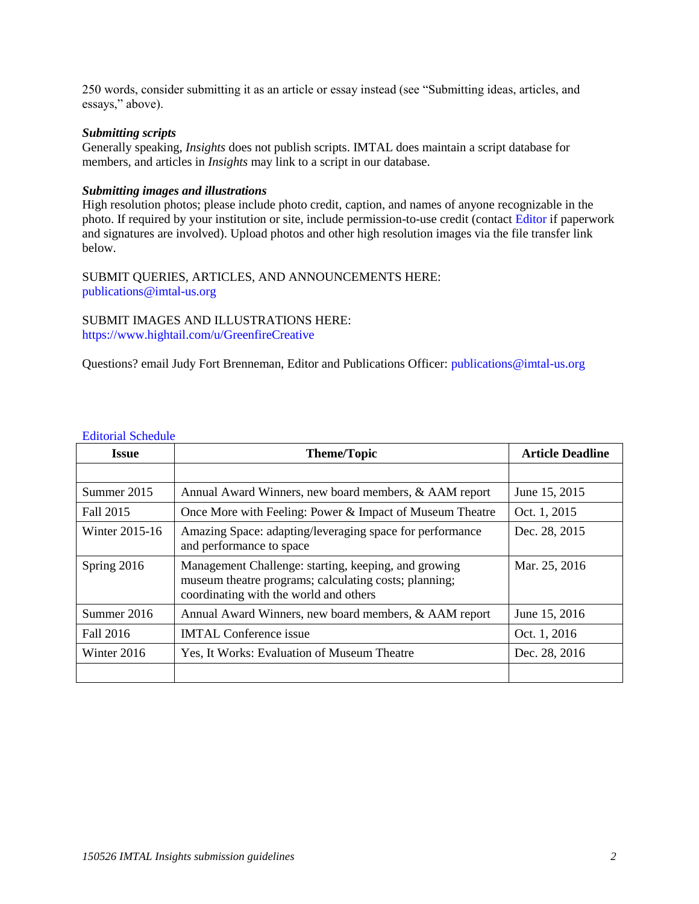250 words, consider submitting it as an article or essay instead (see "Submitting ideas, articles, and essays," above).

***Submitting scripts***
Generally speaking, *Insights* does not publish scripts. IMTAL does maintain a script database for members, and articles in *Insights* may link to a script in our database.

***Submitting images and illustrations***
High resolution photos; please include photo credit, caption, and names of anyone recognizable in the photo. If required by your institution or site, include permission-to-use credit (contact Editor if paperwork and signatures are involved). Upload photos and other high resolution images via the file transfer link below.

SUBMIT QUERIES, ARTICLES, AND ANNOUNCEMENTS HERE:
publications@imtal-us.org

SUBMIT IMAGES AND ILLUSTRATIONS HERE:
https://www.hightail.com/u/GreenfireCreative

Questions? email Judy Fort Brenneman, Editor and Publications Officer: publications@imtal-us.org

Editorial Schedule

| Issue | Theme/Topic | Article Deadline |
|---|---|---|
| | | |
| Summer 2015 | Annual Award Winners, new board members, & AAM report | June 15, 2015 |
| Fall 2015 | Once More with Feeling: Power & Impact of Museum Theatre | Oct. 1, 2015 |
| Winter 2015-16 | Amazing Space: adapting/leveraging space for performance and performance to space | Dec. 28, 2015 |
| Spring 2016 | Management Challenge: starting, keeping, and growing museum theatre programs; calculating costs; planning; coordinating with the world and others | Mar. 25, 2016 |
| Summer 2016 | Annual Award Winners, new board members, & AAM report | June 15, 2016 |
| Fall 2016 | IMTAL Conference issue | Oct. 1, 2016 |
| Winter 2016 | Yes, It Works: Evaluation of Museum Theatre | Dec. 28, 2016 |
| | | |